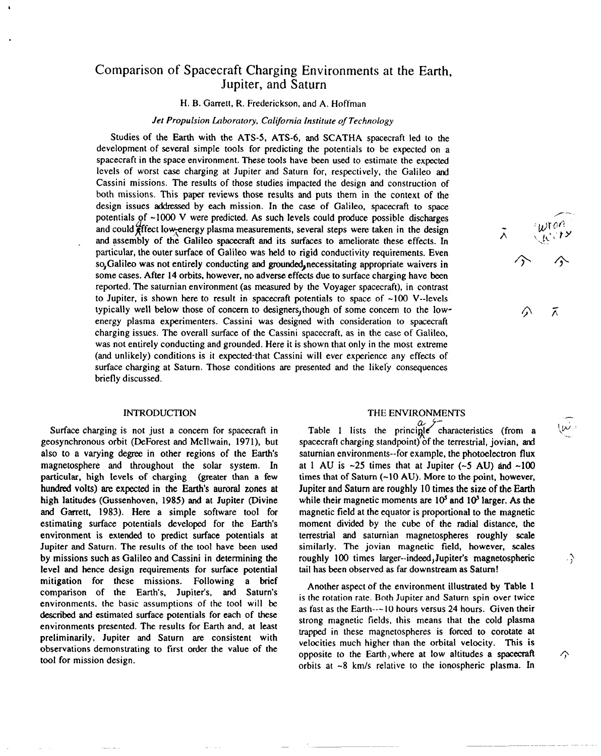# Comparison of Spacecraft Charging Environments at the Earth, Jupiter, and Saturn

H. B. Garrett, R. Frederickson, and A. Hoffman

*Jet Propulsion Laboratory, California Institute of Technology*

Studies of the Earth with the ATS-5, ATS-6, and SCATHA spacecraft led to the development of several simple tools for predicting the potentials to be expected on a spacecraft in the space environment. These tools have been used to estimate the expected levels of worst case charging at Jupiter and Saturn for, respectively, the Galileo and Cassini missions. The results of those studies impacted the design and construction of both missions. This paper reviews those results and puts them in the context of the design issues addressed by each mission. In the case of Galileo, spacecraft to space potentials of ~1000 V were predicted. As such levels could produce possible discharges and could affect low-energy plasma measurements, several steps were taken in the design and assembly of the Galileo spacecraft and its surfaces to ameliorate these effects. In particular, the outer surface of Galileo was held to rigid conductivity requirements. Even so, Galileo was not entirely conducting and grounded, necessitating appropriate waivers in some cases. After 14 orbits, however, no adverse effects due to surface charging have been reported. The saturnian environment (as measured by the Voyager spacecraft), in contrast to Jupiter, is shown here to result in spacecraft potentials to space of ~100 V--levels typically well below those of concern to designers, though of some concern to the low-energy plasma experimenters. Cassini was designed with consideration to spacecraft charging issues. The overall surface of the Cassini spacecraft, as in the case of Galileo, was not entirely conducting and grounded. Here it is shown that only in the most extreme (and unlikely) conditions is it expected that Cassini will ever experience any effects of surface charging at Saturn. Those conditions are presented and the likely consequences briefly discussed.

## INTRODUCTION

Surface charging is not just a concern for spacecraft in geosynchronous orbit (DeForest and McIlwain, 1971), but also to a varying degree in other regions of the Earth's magnetosphere and throughout the solar system. In particular, high levels of charging (greater than a few hundred volts) are expected in the Earth's auroral zones at high latitudes (Gussenhoven, 1985) and at Jupiter (Divine and Garrett, 1983). Here a simple software tool for estimating surface potentials developed for the Earth's environment is extended to predict surface potentials at Jupiter and Saturn. The results of the tool have been used by missions such as Galileo and Cassini in determining the level and hence design requirements for surface potential mitigation for these missions. Following a brief comparison of the Earth's, Jupiter's, and Saturn's environments, the basic assumptions of the tool will be described and estimated surface potentials for each of these environments presented. The results for Earth and, at least preliminarily, Jupiter and Saturn are consistent with observations demonstrating to first order the value of the tool for mission design.

## THE ENVIRONMENTS

Table 1 lists the principal characteristics (from a spacecraft charging standpoint) of the terrestrial, jovian, and saturnian environments--for example, the photoelectron flux at 1 AU is ~25 times that at Jupiter (~5 AU) and ~100 times that of Saturn (~10 AU). More to the point, however, Jupiter and Saturn are roughly 10 times the size of the Earth while their magnetic moments are $10^5$ and $10^3$ larger. As the magnetic field at the equator is proportional to the magnetic moment divided by the cube of the radial distance, the terrestrial and saturnian magnetospheres roughly scale similarly. The jovian magnetic field, however, scales roughly 100 times larger--indeed, Jupiter's magnetospheric tail has been observed as far downstream as Saturn!

Another aspect of the environment illustrated by Table 1 is the rotation rate. Both Jupiter and Saturn spin over twice as fast as the Earth---~10 hours versus 24 hours. Given their strong magnetic fields, this means that the cold plasma trapped in these magnetospheres is forced to corotate at velocities much higher than the orbital velocity. This is opposite to the Earth, where at low altitudes a spacecraft orbits at ~8 km/s relative to the ionospheric plasma. In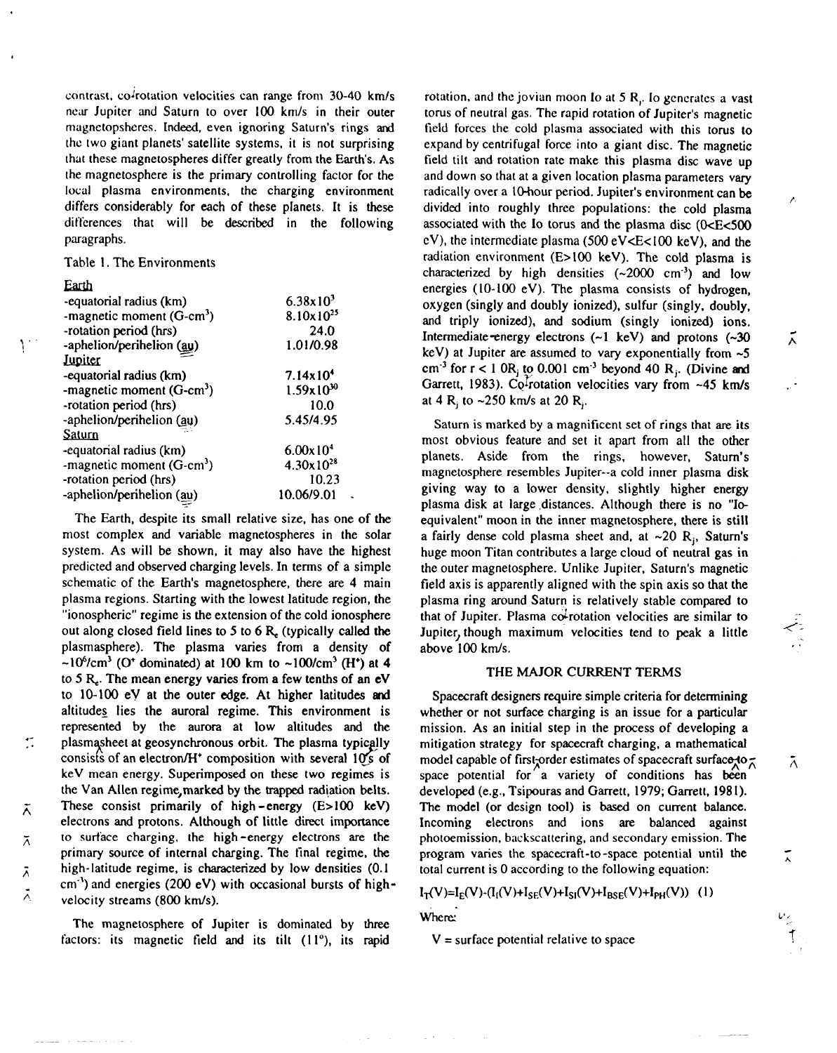contrast, co-rotation velocities can range from 30-40 km/s near Jupiter and Saturn to over 100 km/s in their outer magnetopsheres. Indeed, even ignoring Saturn's rings and the two giant planets' satellite systems, it is not surprising that these magnetospheres differ greatly from the Earth's. As the magnetosphere is the primary controlling factor for the local plasma environments, the charging environment differs considerably for each of these planets. It is these differences that will be described in the following paragraphs.

Table 1. The Environments

| | |
|---|---|
| **Earth** | |
| -equatorial radius (km) | $6.38\times10^3$ |
| -magnetic moment (G-cm$^3$) | $8.10\times10^{25}$ |
| -rotation period (hrs) | 24.0 |
| -aphelion/perihelion (au) | 1.01/0.98 |
| **Jupiter** | |
| -equatorial radius (km) | $7.14\times10^4$ |
| -magnetic moment (G-cm$^3$) | $1.59\times10^{30}$ |
| -rotation period (hrs) | 10.0 |
| -aphelion/perihelion (au) | 5.45/4.95 |
| **Saturn** | |
| -equatorial radius (km) | $6.00\times10^4$ |
| -magnetic moment (G-cm$^3$) | $4.30\times10^{28}$ |
| -rotation period (hrs) | 10.23 |
| -aphelion/perihelion (au) | 10.06/9.01 |

The Earth, despite its small relative size, has one of the most complex and variable magnetospheres in the solar system. As will be shown, it may also have the highest predicted and observed charging levels. In terms of a simple schematic of the Earth's magnetosphere, there are 4 main plasma regions. Starting with the lowest latitude region, the "ionospheric" regime is the extension of the cold ionosphere out along closed field lines to 5 to 6 $R_e$ (typically called the plasmasphere). The plasma varies from a density of $\sim10^6$/cm$^3$ ($O^+$ dominated) at 100 km to $\sim100$/cm$^3$ ($H^+$) at 4 to 5 $R_e$. The mean energy varies from a few tenths of an eV to 10-100 eV at the outer edge. At higher latitudes and altitudes lies the auroral regime. This environment is represented by the aurora at low altitudes and the plasmasheet at geosynchronous orbit. The plasma typically consists of an electron/$H^+$ composition with several 10's of keV mean energy. Superimposed on these two regimes is the Van Allen regime, marked by the trapped radiation belts. These consist primarily of high-energy (E>100 keV) electrons and protons. Although of little direct importance to surface charging, the high-energy electrons are the primary source of internal charging. The final regime, the high-latitude regime, is characterized by low densities (0.1 cm$^{-3}$) and energies (200 eV) with occasional bursts of high-velocity streams (800 km/s).

The magnetosphere of Jupiter is dominated by three factors: its magnetic field and its tilt (11°), its rapid rotation, and the jovian moon Io at 5 $R_j$. Io generates a vast torus of neutral gas. The rapid rotation of Jupiter's magnetic field forces the cold plasma associated with this torus to expand by centrifugal force into a giant disc. The magnetic field tilt and rotation rate make this plasma disc wave up and down so that at a given location plasma parameters vary radically over a 10-hour period. Jupiter's environment can be divided into roughly three populations: the cold plasma associated with the Io torus and the plasma disc (0<E<500 eV), the intermediate plasma (500 eV<E<100 keV), and the radiation environment (E>100 keV). The cold plasma is characterized by high densities ($\sim2000$ cm$^{-3}$) and low energies (10-100 eV). The plasma consists of hydrogen, oxygen (singly and doubly ionized), sulfur (singly, doubly, and triply ionized), and sodium (singly ionized) ions. Intermediate-energy electrons ($\sim1$ keV) and protons ($\sim30$ keV) at Jupiter are assumed to vary exponentially from $\sim5$ cm$^{-3}$ for r < 10 $R_j$ to 0.001 cm$^{-3}$ beyond 40 $R_j$. (Divine and Garrett, 1983). Co-rotation velocities vary from $\sim45$ km/s at 4 $R_j$ to $\sim250$ km/s at 20 $R_j$.

Saturn is marked by a magnificent set of rings that are its most obvious feature and set it apart from all the other planets. Aside from the rings, however, Saturn's magnetosphere resembles Jupiter--a cold inner plasma disk giving way to a lower density, slightly higher energy plasma disk at large distances. Although there is no "Io-equivalent" moon in the inner magnetosphere, there is still a fairly dense cold plasma sheet and, at $\sim20$ $R_j$, Saturn's huge moon Titan contributes a large cloud of neutral gas in the outer magnetosphere. Unlike Jupiter, Saturn's magnetic field axis is apparently aligned with the spin axis so that the plasma ring around Saturn is relatively stable compared to that of Jupiter. Plasma co-rotation velocities are similar to Jupiter, though maximum velocities tend to peak a little above 100 km/s.

## THE MAJOR CURRENT TERMS

Spacecraft designers require simple criteria for determining whether or not surface charging is an issue for a particular mission. As an initial step in the process of developing a mitigation strategy for spacecraft charging, a mathematical model capable of first-order estimates of spacecraft surface-to-space potential for a variety of conditions has been developed (e.g., Tsipouras and Garrett, 1979; Garrett, 1981). The model (or design tool) is based on current balance. Incoming electrons and ions are balanced against photoemission, backscattering, and secondary emission. The program varies the spacecraft-to-space potential until the total current is 0 according to the following equation:

$$I_T(V)=I_E(V)-(I_I(V)+I_{SE}(V)+I_{SI}(V)+I_{BSE}(V)+I_{PH}(V)) \quad (1)$$

Where:

V = surface potential relative to space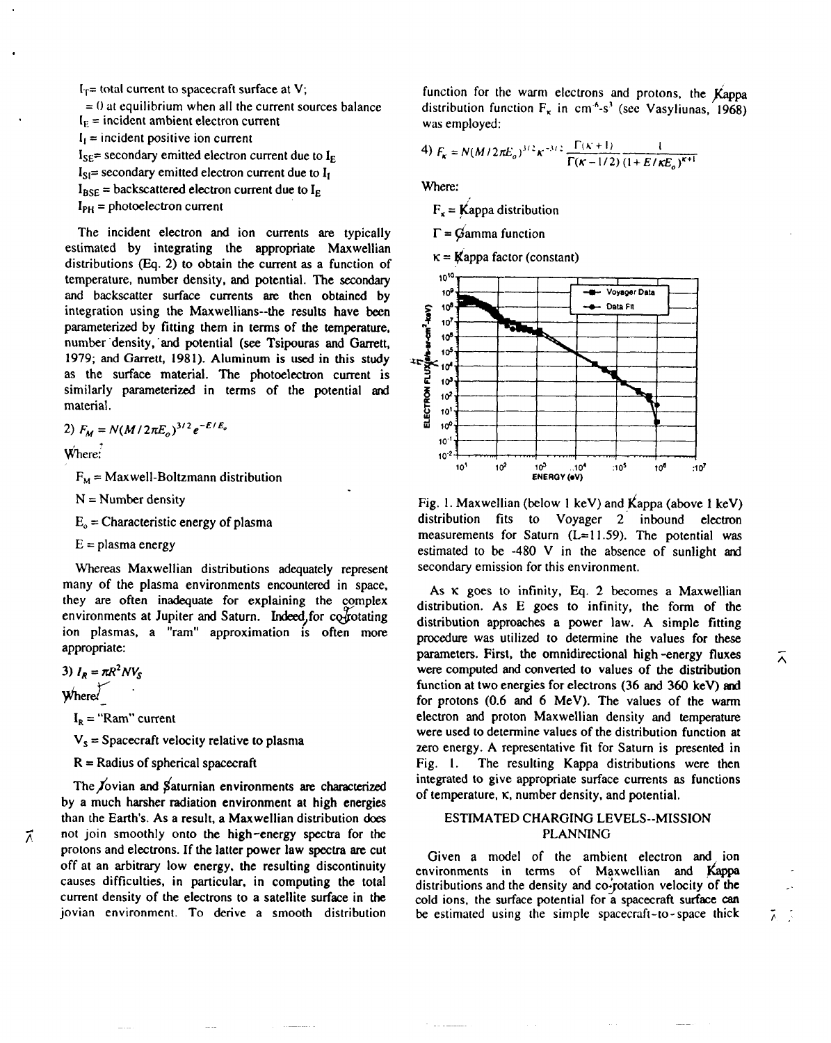$I_T$ = total current to spacecraft surface at V;

= 0 at equilibrium when all the current sources balance

$I_E$ = incident ambient electron current

$I_I$ = incident positive ion current

$I_{SE}$ = secondary emitted electron current due to $I_E$

$I_{SI}$ = secondary emitted electron current due to $I_I$

$I_{BSE}$ = backscattered electron current due to $I_E$

$I_{PH}$ = photoelectron current

The incident electron and ion currents are typically estimated by integrating the appropriate Maxwellian distributions (Eq. 2) to obtain the current as a function of temperature, number density, and potential. The secondary and backscatter surface currents are then obtained by integration using the Maxwellians--the results have been parameterized by fitting them in terms of the temperature, number density, and potential (see Tsipouras and Garrett, 1979; and Garrett, 1981). Aluminum is used in this study as the surface material. The photoelectron current is similarly parameterized in terms of the potential and material.

$$2)\ F_M = N(M/2\pi E_o)^{3/2} e^{-E/E_o}$$

Where:

$F_M$ = Maxwell-Boltzmann distribution

N = Number density

$E_o$ = Characteristic energy of plasma

E = plasma energy

Whereas Maxwellian distributions adequately represent many of the plasma environments encountered in space, they are often inadequate for explaining the complex environments at Jupiter and Saturn. Indeed, for corotating ion plasmas, a "ram" approximation is often more appropriate:

$$3)\ I_R = \pi R^2 N V_S$$

Where:

$I_R$ = "Ram" current

$V_S$ = Spacecraft velocity relative to plasma

R = Radius of spherical spacecraft

The Jovian and Saturnian environments are characterized by a much harsher radiation environment at high energies than the Earth's. As a result, a Maxwellian distribution does not join smoothly onto the high-energy spectra for the protons and electrons. If the latter power law spectra are cut off at an arbitrary low energy, the resulting discontinuity causes difficulties, in particular, in computing the total current density of the electrons to a satellite surface in the jovian environment. To derive a smooth distribution function for the warm electrons and protons, the Kappa distribution function $F_\kappa$ in cm$^{-6}$-s$^3$ (see Vasyliunas, 1968) was employed:

$$4)\ F_\kappa = N(M/2\pi E_o)^{3/2} \kappa^{-3/2} \frac{\Gamma(\kappa+1)}{\Gamma(\kappa-1/2)} \frac{1}{(1+E/\kappa E_o)^{\kappa+1}}$$

Where:

$F_\kappa$ = Kappa distribution

$\Gamma$ = Gamma function

$\kappa$ = Kappa factor (constant)

Fig. 1. Maxwellian (below 1 keV) and Kappa (above 1 keV) distribution fits to Voyager 2 inbound electron measurements for Saturn (L=11.59). The potential was estimated to be -480 V in the absence of sunlight and secondary emission for this environment.

As $\kappa$ goes to infinity, Eq. 2 becomes a Maxwellian distribution. As E goes to infinity, the form of the distribution approaches a power law. A simple fitting procedure was utilized to determine the values for these parameters. First, the omnidirectional high-energy fluxes were computed and converted to values of the distribution function at two energies for electrons (36 and 360 keV) and for protons (0.6 and 6 MeV). The values of the warm electron and proton Maxwellian density and temperature were used to determine values of the distribution function at zero energy. A representative fit for Saturn is presented in Fig. 1. The resulting Kappa distributions were then integrated to give appropriate surface currents as functions of temperature, $\kappa$, number density, and potential.

## ESTIMATED CHARGING LEVELS--MISSION PLANNING

Given a model of the ambient electron and ion environments in terms of Maxwellian and Kappa distributions and the density and co-rotation velocity of the cold ions, the surface potential for a spacecraft surface can be estimated using the simple spacecraft-to-space thick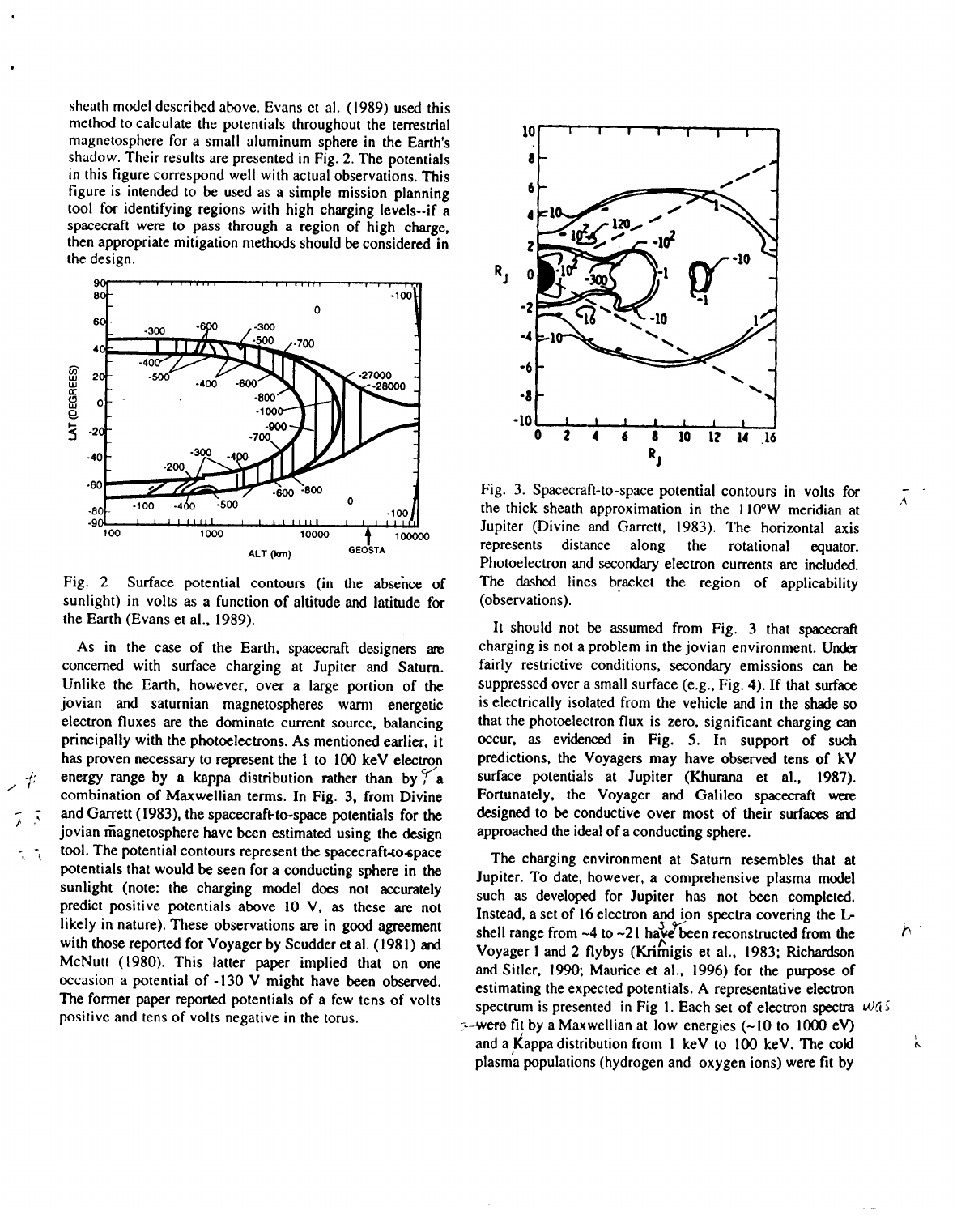sheath model described above. Evans et al. (1989) used this method to calculate the potentials throughout the terrestrial magnetosphere for a small aluminum sphere in the Earth's shadow. Their results are presented in Fig. 2. The potentials in this figure correspond well with actual observations. This figure is intended to be used as a simple mission planning tool for identifying regions with high charging levels--if a spacecraft were to pass through a region of high charge, then appropriate mitigation methods should be considered in the design.

Fig. 2 Surface potential contours (in the absence of sunlight) in volts as a function of altitude and latitude for the Earth (Evans et al., 1989).

As in the case of the Earth, spacecraft designers are concerned with surface charging at Jupiter and Saturn. Unlike the Earth, however, over a large portion of the jovian and saturnian magnetospheres warm energetic electron fluxes are the dominate current source, balancing principally with the photoelectrons. As mentioned earlier, it has proven necessary to represent the 1 to 100 keV electron energy range by a kappa distribution rather than by a combination of Maxwellian terms. In Fig. 3, from Divine and Garrett (1983), the spacecraft-to-space potentials for the jovian magnetosphere have been estimated using the design tool. The potential contours represent the spacecraft-to-space potentials that would be seen for a conducting sphere in the sunlight (note: the charging model does not accurately predict positive potentials above 10 V, as these are not likely in nature). These observations are in good agreement with those reported for Voyager by Scudder et al. (1981) and McNutt (1980). This latter paper implied that on one occasion a potential of -130 V might have been observed. The former paper reported potentials of a few tens of volts positive and tens of volts negative in the torus.

Fig. 3. Spacecraft-to-space potential contours in volts for the thick sheath approximation in the 110°W meridian at Jupiter (Divine and Garrett, 1983). The horizontal axis represents distance along the rotational equator. Photoelectron and secondary electron currents are included. The dashed lines bracket the region of applicability (observations).

It should not be assumed from Fig. 3 that spacecraft charging is not a problem in the jovian environment. Under fairly restrictive conditions, secondary emissions can be suppressed over a small surface (e.g., Fig. 4). If that surface is electrically isolated from the vehicle and in the shade so that the photoelectron flux is zero, significant charging can occur, as evidenced in Fig. 5. In support of such predictions, the Voyagers may have observed tens of kV surface potentials at Jupiter (Khurana et al., 1987). Fortunately, the Voyager and Galileo spacecraft were designed to be conductive over most of their surfaces and approached the ideal of a conducting sphere.

The charging environment at Saturn resembles that at Jupiter. To date, however, a comprehensive plasma model such as developed for Jupiter has not been completed. Instead, a set of 16 electron and ion spectra covering the L-shell range from ~4 to ~21 have been reconstructed from the Voyager 1 and 2 flybys (Krimigis et al., 1983; Richardson and Sitler, 1990; Maurice et al., 1996) for the purpose of estimating the expected potentials. A representative electron spectrum is presented in Fig 1. Each set of electron spectra were fit by a Maxwellian at low energies (~10 to 1000 eV) and a Kappa distribution from 1 keV to 100 keV. The cold plasma populations (hydrogen and oxygen ions) were fit by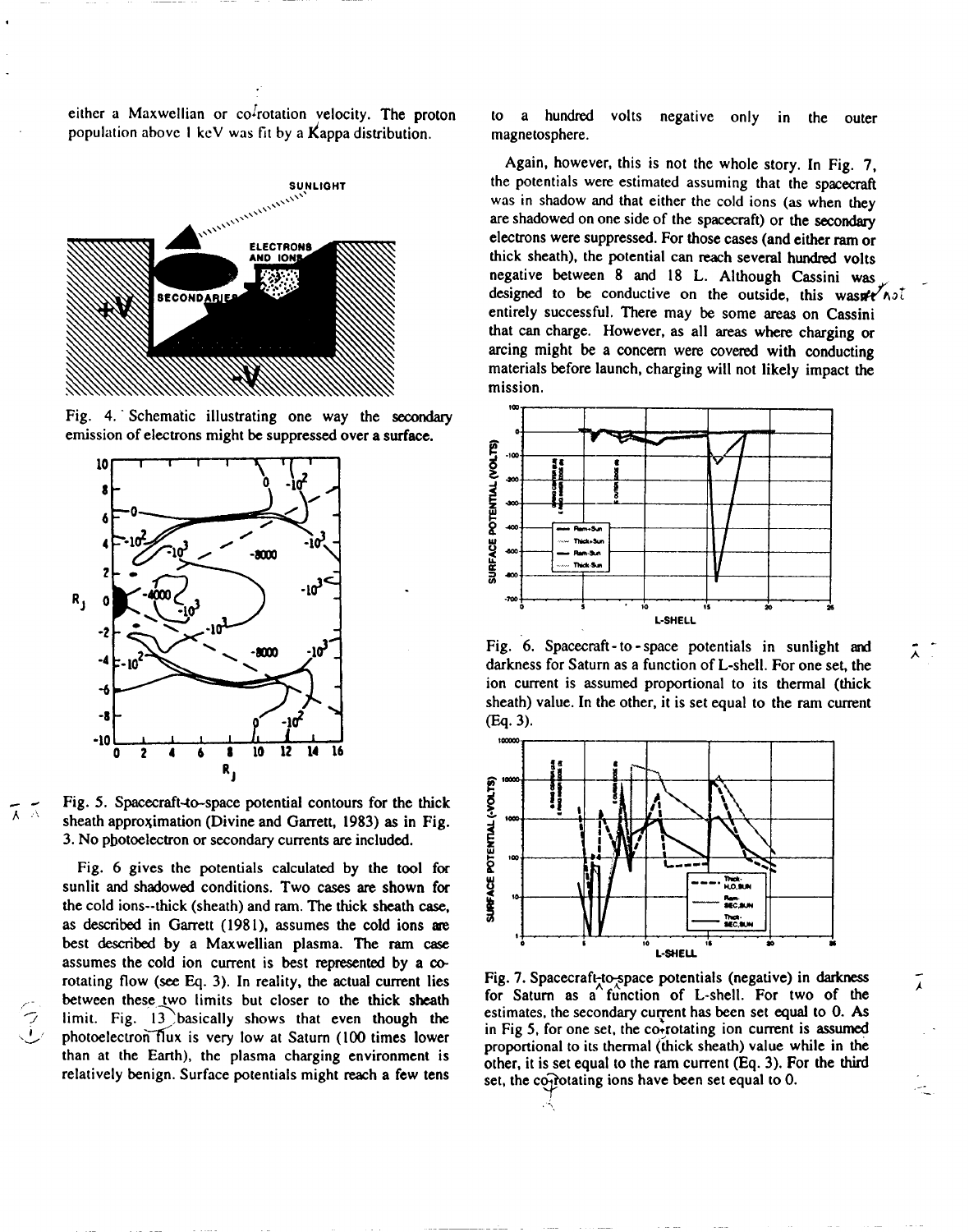either a Maxwellian or co-rotation velocity. The proton population above 1 keV was fit by a Kappa distribution.

Fig. 4. Schematic illustrating one way the secondary emission of electrons might be suppressed over a surface.

Fig. 5. Spacecraft-to-space potential contours for the thick sheath approximation (Divine and Garrett, 1983) as in Fig. 3. No photoelectron or secondary currents are included.

Fig. 6 gives the potentials calculated by the tool for sunlit and shadowed conditions. Two cases are shown for the cold ions--thick (sheath) and ram. The thick sheath case, as described in Garrett (1981), assumes the cold ions are best described by a Maxwellian plasma. The ram case assumes the cold ion current is best represented by a co-rotating flow (see Eq. 3). In reality, the actual current lies between these two limits but closer to the thick sheath limit. Fig. 13 basically shows that even though the photoelectron flux is very low at Saturn (100 times lower than at the Earth), the plasma charging environment is relatively benign. Surface potentials might reach a few tens to a hundred volts negative only in the outer magnetosphere.

Again, however, this is not the whole story. In Fig. 7, the potentials were estimated assuming that the spacecraft was in shadow and that either the cold ions (as when they are shadowed on one side of the spacecraft) or the secondary electrons were suppressed. For those cases (and either ram or thick sheath), the potential can reach several hundred volts negative between 8 and 18 L. Although Cassini was designed to be conductive on the outside, this was not entirely successful. There may be some areas on Cassini that can charge. However, as all areas where charging or arcing might be a concern were covered with conducting materials before launch, charging will not likely impact the mission.

Fig. 6. Spacecraft-to-space potentials in sunlight and darkness for Saturn as a function of L-shell. For one set, the ion current is assumed proportional to its thermal (thick sheath) value. In the other, it is set equal to the ram current (Eq. 3).

Fig. 7. Spacecraft-to-space potentials (negative) in darkness for Saturn as a function of L-shell. For two of the estimates, the secondary current has been set equal to 0. As in Fig 5, for one set, the co-rotating ion current is assumed proportional to its thermal (thick sheath) value while in the other, it is set equal to the ram current (Eq. 3). For the third set, the co-rotating ions have been set equal to 0.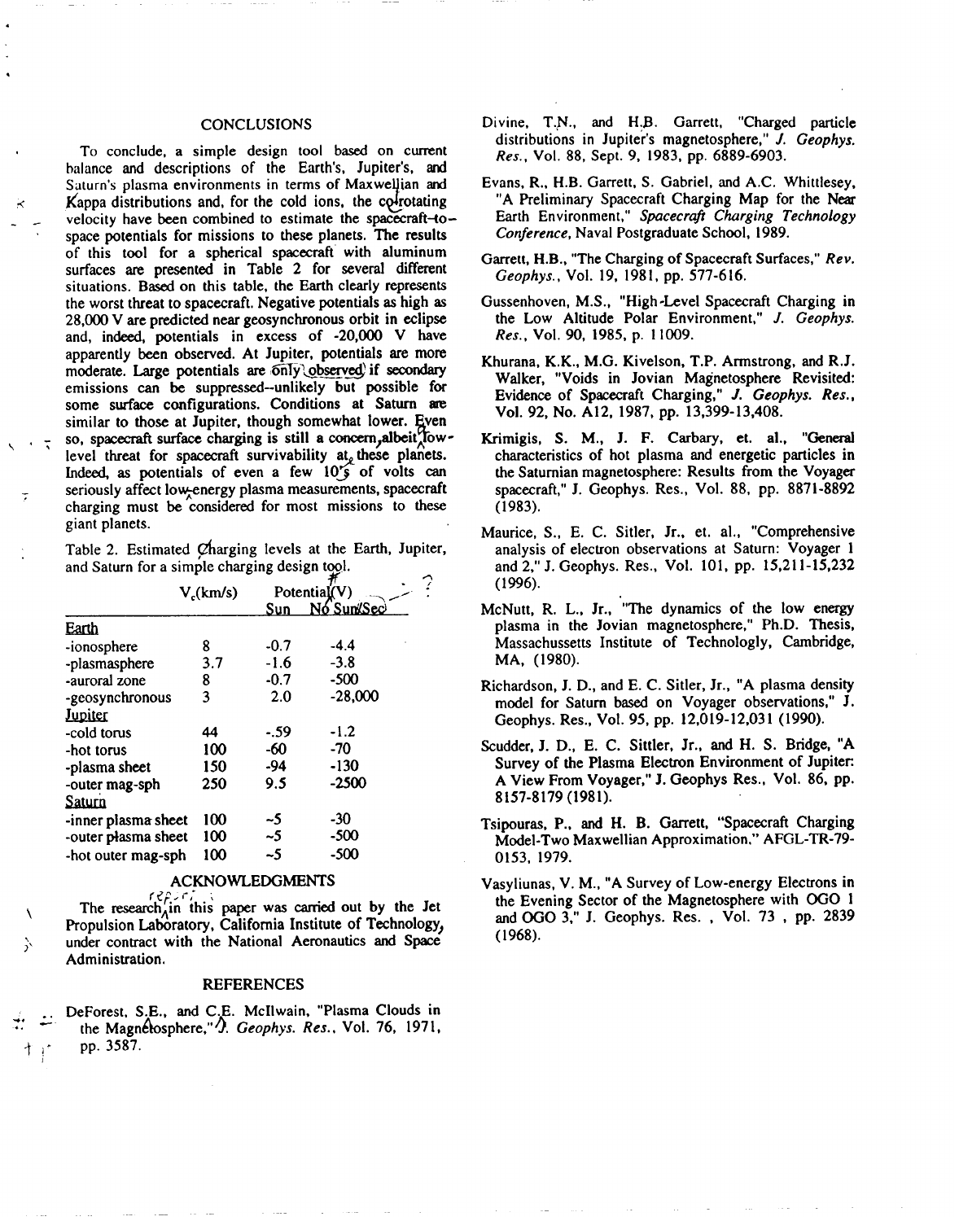## CONCLUSIONS

To conclude, a simple design tool based on current balance and descriptions of the Earth's, Jupiter's, and Saturn's plasma environments in terms of Maxwellian and Kappa distributions and, for the cold ions, the corotating velocity have been combined to estimate the spacecraft-to-space potentials for missions to these planets. The results of this tool for a spherical spacecraft with aluminum surfaces are presented in Table 2 for several different situations. Based on this table, the Earth clearly represents the worst threat to spacecraft. Negative potentials as high as 28,000 V are predicted near geosynchronous orbit in eclipse and, indeed, potentials in excess of -20,000 V have apparently been observed. At Jupiter, potentials are more moderate. Large potentials are only observed if secondary emissions can be suppressed--unlikely but possible for some surface configurations. Conditions at Saturn are similar to those at Jupiter, though somewhat lower. Even so, spacecraft surface charging is still a concern, albeit low-level threat for spacecraft survivability at these planets. Indeed, as potentials of even a few 10's of volts can seriously affect low-energy plasma measurements, spacecraft charging must be considered for most missions to these giant planets.

Table 2. Estimated Charging levels at the Earth, Jupiter, and Saturn for a simple charging design tool.

| | $V_c$(km/s) | Potential(V) Sun | Potential(V) No Sun/Sec |
|---|---|---|---|
| **Earth** | | | |
| -ionosphere | 8 | -0.7 | -4.4 |
| -plasmasphere | 3.7 | -1.6 | -3.8 |
| -auroral zone | 8 | -0.7 | -500 |
| -geosynchronous | 3 | 2.0 | -28,000 |
| **Jupiter** | | | |
| -cold torus | 44 | -.59 | -1.2 |
| -hot torus | 100 | -60 | -70 |
| -plasma sheet | 150 | -94 | -130 |
| -outer mag-sph | 250 | 9.5 | -2500 |
| **Saturn** | | | |
| -inner plasma sheet | 100 | ~5 | -30 |
| -outer plasma sheet | 100 | ~5 | -500 |
| -hot outer mag-sph | 100 | ~5 | -500 |

## ACKNOWLEDGMENTS

The research in this paper was carried out by the Jet Propulsion Laboratory, California Institute of Technology, under contract with the National Aeronautics and Space Administration.

## REFERENCES

DeForest, S.E., and C.E. McIlwain, "Plasma Clouds in the Magnetosphere," *J. Geophys. Res.*, Vol. 76, 1971, pp. 3587.

Divine, T.N., and H.B. Garrett, "Charged particle distributions in Jupiter's magnetosphere," *J. Geophys. Res.*, Vol. 88, Sept. 9, 1983, pp. 6889-6903.

Evans, R., H.B. Garrett, S. Gabriel, and A.C. Whittlesey, "A Preliminary Spacecraft Charging Map for the Near Earth Environment," *Spacecraft Charging Technology Conference*, Naval Postgraduate School, 1989.

Garrett, H.B., "The Charging of Spacecraft Surfaces," *Rev. Geophys.*, Vol. 19, 1981, pp. 577-616.

Gussenhoven, M.S., "High-Level Spacecraft Charging in the Low Altitude Polar Environment," *J. Geophys. Res.*, Vol. 90, 1985, p. 11009.

Khurana, K.K., M.G. Kivelson, T.P. Armstrong, and R.J. Walker, "Voids in Jovian Magnetosphere Revisited: Evidence of Spacecraft Charging," *J. Geophys. Res.*, Vol. 92, No. A12, 1987, pp. 13,399-13,408.

Krimigis, S. M., J. F. Carbary, et. al., "General characteristics of hot plasma and energetic particles in the Saturnian magnetosphere: Results from the Voyager spacecraft," J. Geophys. Res., Vol. 88, pp. 8871-8892 (1983).

Maurice, S., E. C. Sitler, Jr., et. al., "Comprehensive analysis of electron observations at Saturn: Voyager 1 and 2," J. Geophys. Res., Vol. 101, pp. 15,211-15,232 (1996).

McNutt, R. L., Jr., "The dynamics of the low energy plasma in the Jovian magnetosphere," Ph.D. Thesis, Massachussetts Institute of Technologly, Cambridge, MA, (1980).

Richardson, J. D., and E. C. Sitler, Jr., "A plasma density model for Saturn based on Voyager observations," J. Geophys. Res., Vol. 95, pp. 12,019-12,031 (1990).

Scudder, J. D., E. C. Sittler, Jr., and H. S. Bridge, "A Survey of the Plasma Electron Environment of Jupiter: A View From Voyager," J. Geophys Res., Vol. 86, pp. 8157-8179 (1981).

Tsipouras, P., and H. B. Garrett, "Spacecraft Charging Model-Two Maxwellian Approximation," AFGL-TR-79-0153, 1979.

Vasyliunas, V. M., "A Survey of Low-energy Electrons in the Evening Sector of the Magnetosphere with OGO 1 and OGO 3," J. Geophys. Res. , Vol. 73 , pp. 2839 (1968).